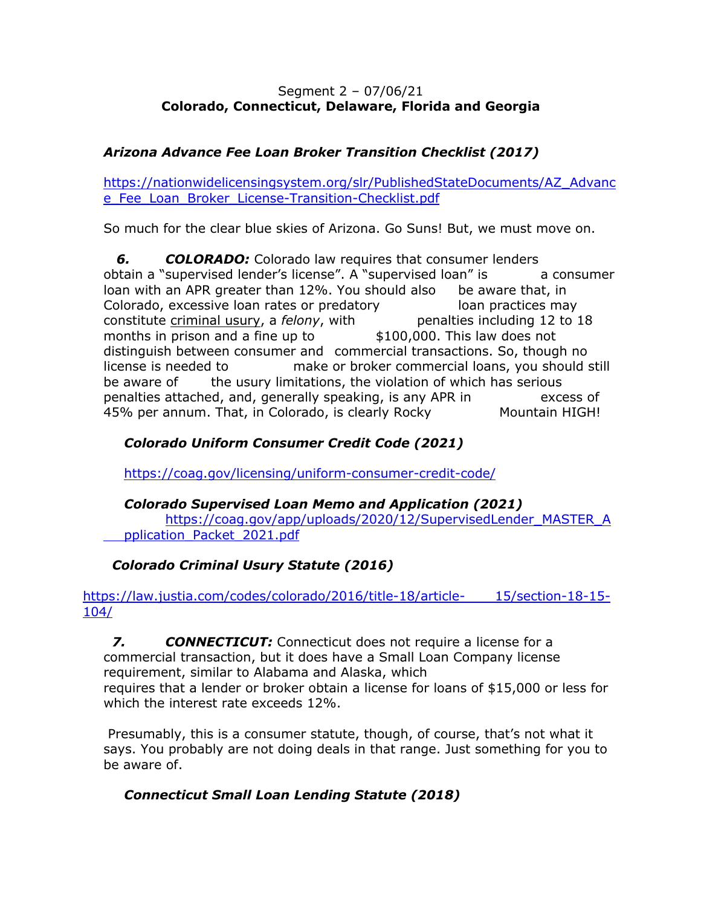Segment 2 – 07/06/21
**Colorado, Connecticut, Delaware, Florida and Georgia**

***Arizona Advance Fee Loan Broker Transition Checklist (2017)***

https://nationwidelicensingsystem.org/slr/PublishedStateDocuments/AZ_Advance_Fee_Loan_Broker_License-Transition-Checklist.pdf

So much for the clear blue skies of Arizona. Go Suns! But, we must move on.

***6.*** ***COLORADO:*** Colorado law requires that consumer lenders obtain a "supervised lender's license". A "supervised loan" is a consumer loan with an APR greater than 12%. You should also be aware that, in Colorado, excessive loan rates or predatory loan practices may constitute criminal usury, a *felony*, with penalties including 12 to 18 months in prison and a fine up to $100,000. This law does not distinguish between consumer and commercial transactions. So, though no license is needed to make or broker commercial loans, you should still be aware of the usury limitations, the violation of which has serious penalties attached, and, generally speaking, is any APR in excess of 45% per annum. That, in Colorado, is clearly Rocky Mountain HIGH!

***Colorado Uniform Consumer Credit Code (2021)***

https://coag.gov/licensing/uniform-consumer-credit-code/

***Colorado Supervised Loan Memo and Application (2021)***

https://coag.gov/app/uploads/2020/12/SupervisedLender_MASTER_Application_Packet_2021.pdf

***Colorado Criminal Usury Statute (2016)***

https://law.justia.com/codes/colorado/2016/title-18/article-15/section-18-15-104/

***7.*** ***CONNECTICUT:*** Connecticut does not require a license for a commercial transaction, but it does have a Small Loan Company license requirement, similar to Alabama and Alaska, which requires that a lender or broker obtain a license for loans of $15,000 or less for which the interest rate exceeds 12%.

Presumably, this is a consumer statute, though, of course, that's not what it says. You probably are not doing deals in that range. Just something for you to be aware of.

***Connecticut Small Loan Lending Statute (2018)***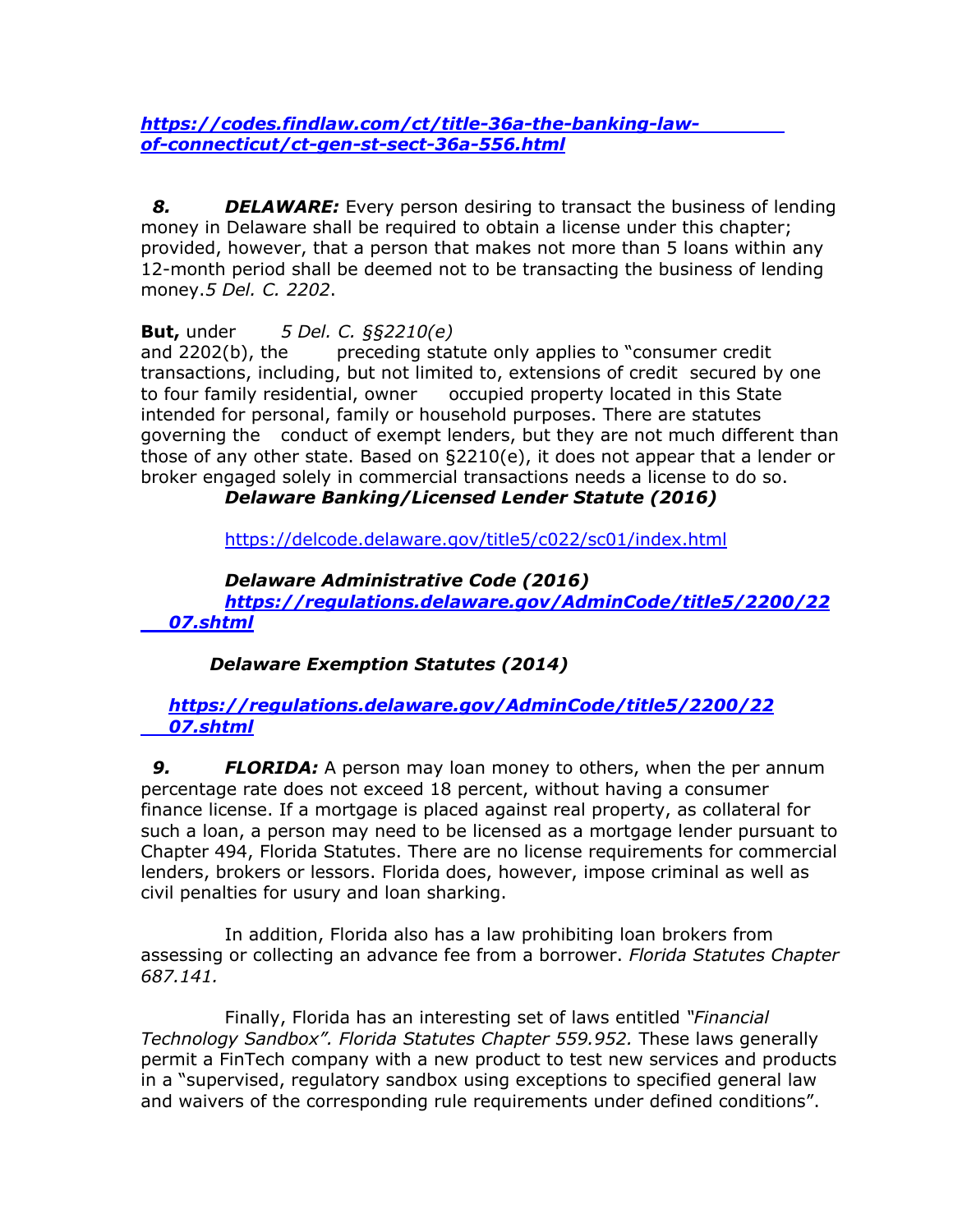***https://codes.findlaw.com/ct/title-36a-the-banking-law-of-connecticut/ct-gen-st-sect-36a-556.html***

***8.*** ***DELAWARE:*** Every person desiring to transact the business of lending money in Delaware shall be required to obtain a license under this chapter; provided, however, that a person that makes not more than 5 loans within any 12-month period shall be deemed not to be transacting the business of lending money.*5 Del. C. 2202*.

**But,** under *5 Del. C. §§2210(e)* and 2202(b), the preceding statute only applies to "consumer credit transactions, including, but not limited to, extensions of credit secured by one to four family residential, owner occupied property located in this State intended for personal, family or household purposes. There are statutes governing the conduct of exempt lenders, but they are not much different than those of any other state. Based on §2210(e), it does not appear that a lender or broker engaged solely in commercial transactions needs a license to do so.

***Delaware Banking/Licensed Lender Statute (2016)***

https://delcode.delaware.gov/title5/c022/sc01/index.html

***Delaware Administrative Code (2016)***

***https://regulations.delaware.gov/AdminCode/title5/2200/2207.shtml***

***Delaware Exemption Statutes (2014)***

***https://regulations.delaware.gov/AdminCode/title5/2200/2207.shtml***

***9.*** ***FLORIDA:*** A person may loan money to others, when the per annum percentage rate does not exceed 18 percent, without having a consumer finance license. If a mortgage is placed against real property, as collateral for such a loan, a person may need to be licensed as a mortgage lender pursuant to Chapter 494, Florida Statutes. There are no license requirements for commercial lenders, brokers or lessors. Florida does, however, impose criminal as well as civil penalties for usury and loan sharking.

In addition, Florida also has a law prohibiting loan brokers from assessing or collecting an advance fee from a borrower. *Florida Statutes Chapter 687.141.*

Finally, Florida has an interesting set of laws entitled *"Financial Technology Sandbox". Florida Statutes Chapter 559.952.* These laws generally permit a FinTech company with a new product to test new services and products in a "supervised, regulatory sandbox using exceptions to specified general law and waivers of the corresponding rule requirements under defined conditions".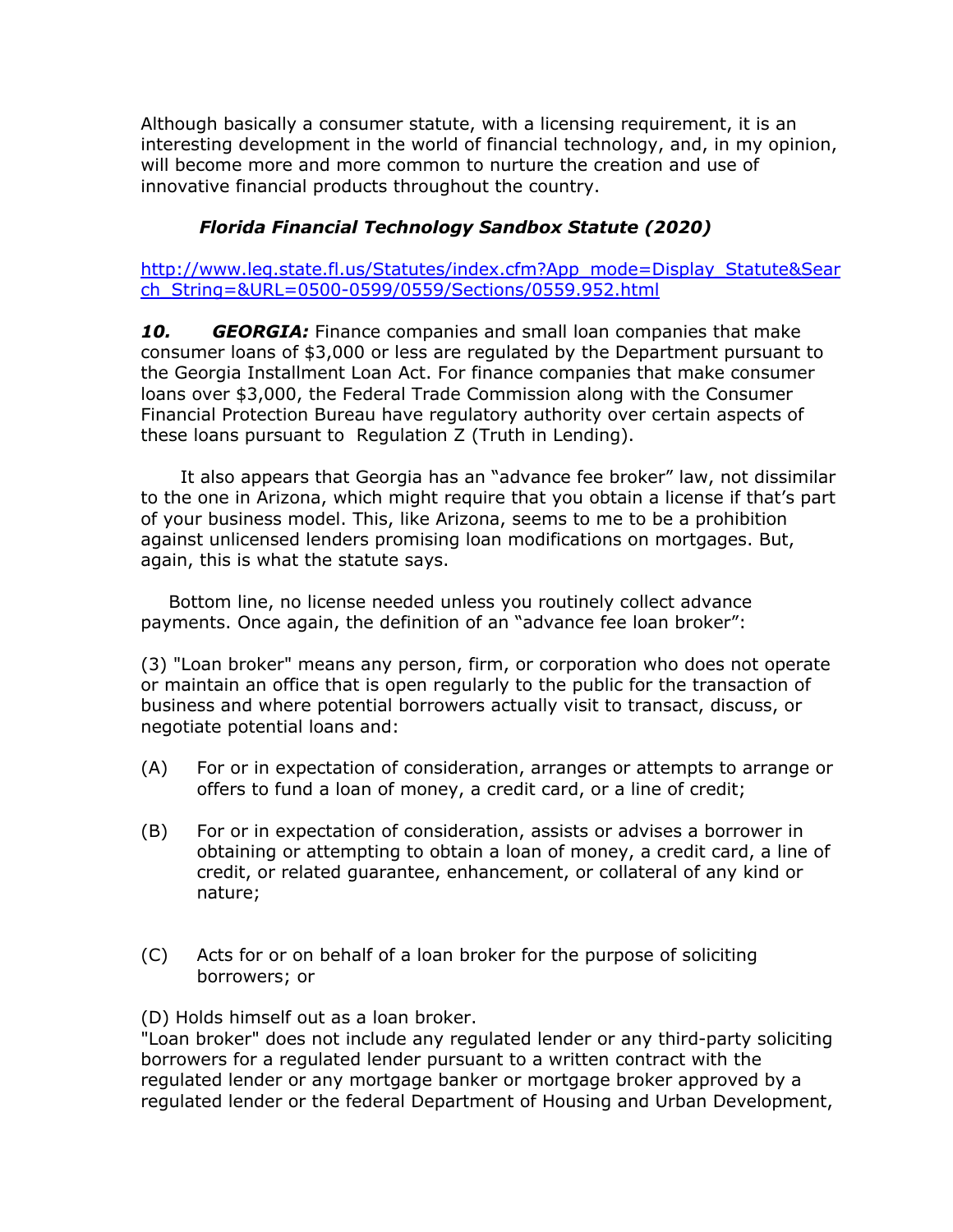Although basically a consumer statute, with a licensing requirement, it is an interesting development in the world of financial technology, and, in my opinion, will become more and more common to nurture the creation and use of innovative financial products throughout the country.

***Florida Financial Technology Sandbox Statute (2020)***

http://www.leg.state.fl.us/Statutes/index.cfm?App_mode=Display_Statute&Search_String=&URL=0500-0599/0559/Sections/0559.952.html

***10. GEORGIA:*** Finance companies and small loan companies that make consumer loans of $3,000 or less are regulated by the Department pursuant to the Georgia Installment Loan Act. For finance companies that make consumer loans over $3,000, the Federal Trade Commission along with the Consumer Financial Protection Bureau have regulatory authority over certain aspects of these loans pursuant to Regulation Z (Truth in Lending).

It also appears that Georgia has an "advance fee broker" law, not dissimilar to the one in Arizona, which might require that you obtain a license if that's part of your business model. This, like Arizona, seems to me to be a prohibition against unlicensed lenders promising loan modifications on mortgages. But, again, this is what the statute says.

Bottom line, no license needed unless you routinely collect advance payments. Once again, the definition of an "advance fee loan broker":

(3) "Loan broker" means any person, firm, or corporation who does not operate or maintain an office that is open regularly to the public for the transaction of business and where potential borrowers actually visit to transact, discuss, or negotiate potential loans and:

(A) For or in expectation of consideration, arranges or attempts to arrange or offers to fund a loan of money, a credit card, or a line of credit;

(B) For or in expectation of consideration, assists or advises a borrower in obtaining or attempting to obtain a loan of money, a credit card, a line of credit, or related guarantee, enhancement, or collateral of any kind or nature;

(C) Acts for or on behalf of a loan broker for the purpose of soliciting borrowers; or

(D) Holds himself out as a loan broker.

"Loan broker" does not include any regulated lender or any third-party soliciting borrowers for a regulated lender pursuant to a written contract with the regulated lender or any mortgage banker or mortgage broker approved by a regulated lender or the federal Department of Housing and Urban Development,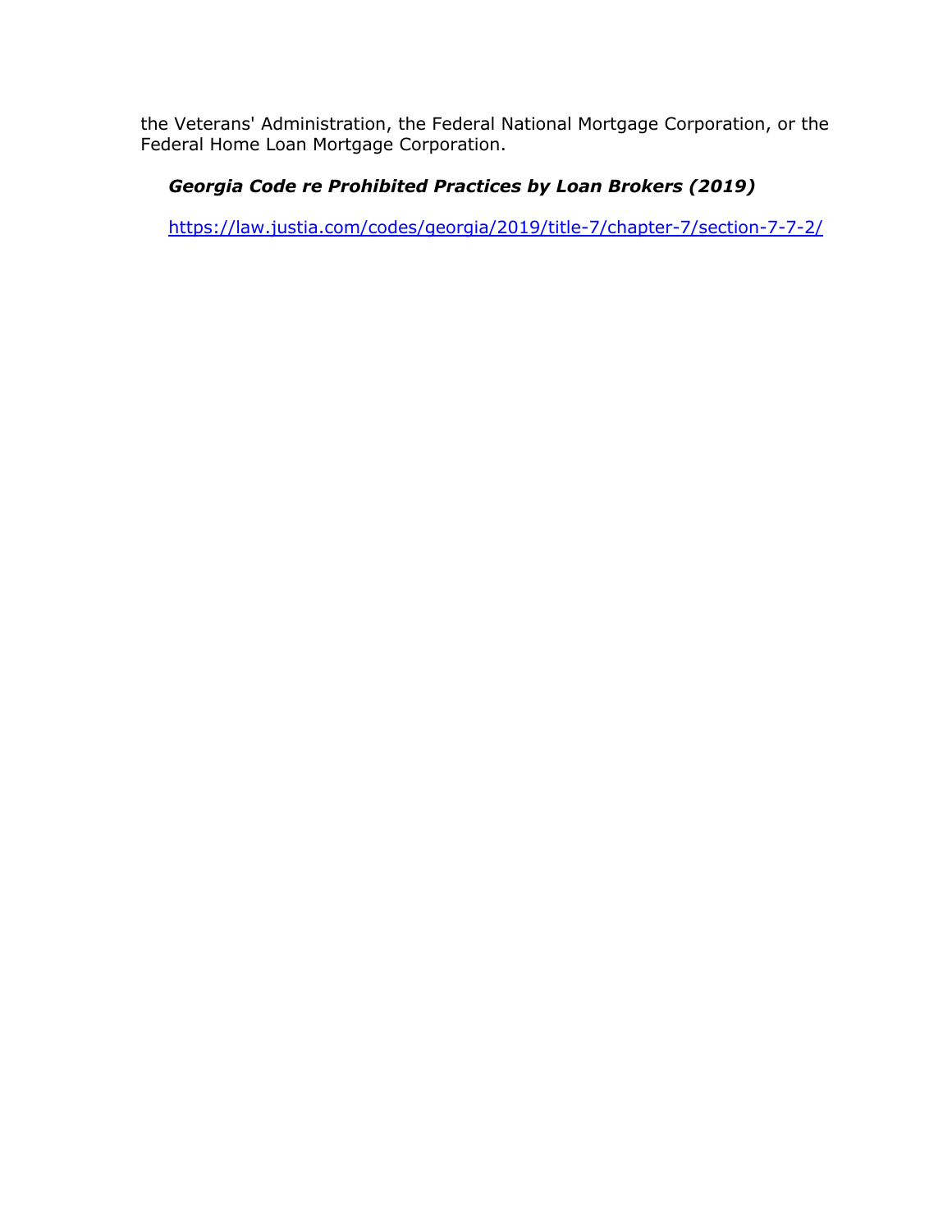the Veterans' Administration, the Federal National Mortgage Corporation, or the Federal Home Loan Mortgage Corporation.

***Georgia Code re Prohibited Practices by Loan Brokers (2019)***

https://law.justia.com/codes/georgia/2019/title-7/chapter-7/section-7-7-2/